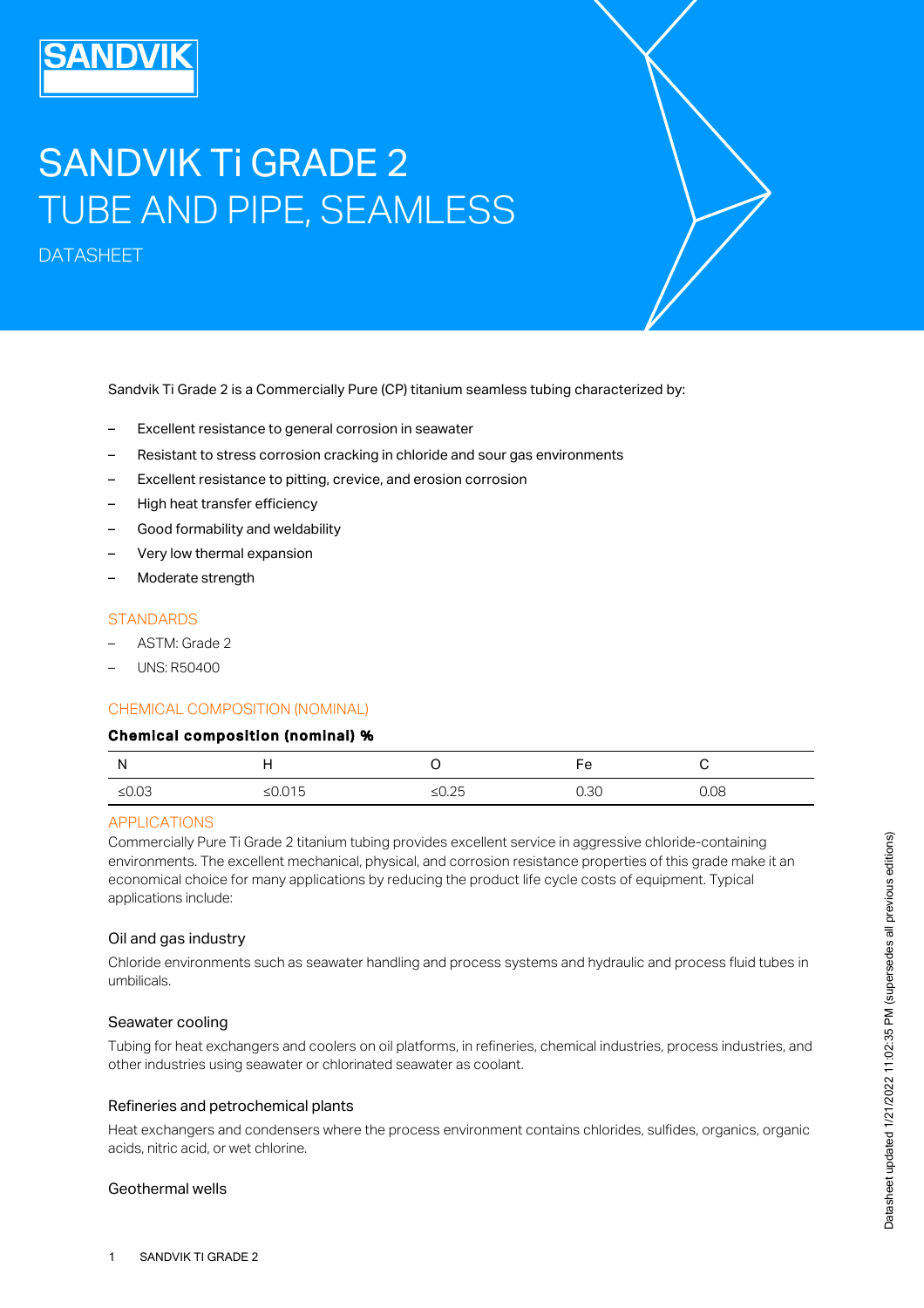# SANDVIK Ti GRADE 2
# TUBE AND PIPE, SEAMLESS

DATASHEET

Sandvik Ti Grade 2 is a Commercially Pure (CP) titanium seamless tubing characterized by:

- Excellent resistance to general corrosion in seawater
- Resistant to stress corrosion cracking in chloride and sour gas environments
- Excellent resistance to pitting, crevice, and erosion corrosion
- High heat transfer efficiency
- Good formability and weldability
- Very low thermal expansion
- Moderate strength

## STANDARDS

- ASTM: Grade 2
- UNS: R50400

## CHEMICAL COMPOSITION (NOMINAL)

**Chemical composition (nominal) %**

| N | H | O | Fe | C |
|---|---|---|---|---|
| ≤0.03 | ≤0.015 | ≤0.25 | 0.30 | 0.08 |

## APPLICATIONS

Commercially Pure Ti Grade 2 titanium tubing provides excellent service in aggressive chloride-containing environments. The excellent mechanical, physical, and corrosion resistance properties of this grade make it an economical choice for many applications by reducing the product life cycle costs of equipment. Typical applications include:

### Oil and gas industry

Chloride environments such as seawater handling and process systems and hydraulic and process fluid tubes in umbilicals.

### Seawater cooling

Tubing for heat exchangers and coolers on oil platforms, in refineries, chemical industries, process industries, and other industries using seawater or chlorinated seawater as coolant.

### Refineries and petrochemical plants

Heat exchangers and condensers where the process environment contains chlorides, sulfides, organics, organic acids, nitric acid, or wet chlorine.

### Geothermal wells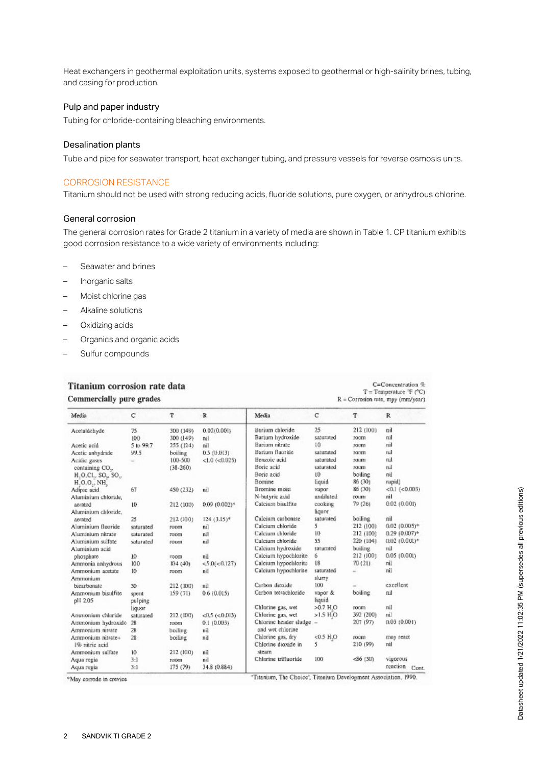Heat exchangers in geothermal exploitation units, systems exposed to geothermal or high-salinity brines, tubing, and casing for production.

### Pulp and paper industry

Tubing for chloride-containing bleaching environments.

### Desalination plants

Tube and pipe for seawater transport, heat exchanger tubing, and pressure vessels for reverse osmosis units.

## CORROSION RESISTANCE

Titanium should not be used with strong reducing acids, fluoride solutions, pure oxygen, or anhydrous chlorine.

### General corrosion

The general corrosion rates for Grade 2 titanium in a variety of media are shown in Table 1. CP titanium exhibits good corrosion resistance to a wide variety of environments including:

- Seawater and brines
- Inorganic salts
- Moist chlorine gas
- Alkaline solutions
- Oxidizing acids
- Organics and organic acids
- Sulfur compounds

**Titanium corrosion rate data**

**Commercially pure grades**

C=Concentration %
T = Temperature °F (°C)
R = Corrosion rate, mpy (mm/year)

| Media | C | T | R | Media | C | T | R |
|---|---|---|---|---|---|---|---|
| Acetaldehyde | 75 | 300 (149) | 0.02 (0.001) | Barium chloride | 25 | 212 (100) | nil |
| | 100 | 300 (149) | nil | Barium hydroxide | saturated | room | nil |
| Acetic acid | 5 to 99.7 | 255 (124) | nil | Barium nitrate | 10 | room | nil |
| Acetic anhydride | 99.5 | boiling | 0.5 (0.013) | Barium fluoride | saturated | room | nil |
| Acidic gases containing $CO_2$, $H_2O$, $CL_2$, $SO_2$, $SO_3$, $H_2S$, $O_2$, $NH_3$ | – | 100-500 (38-260) | <1.0 (<0.025) | Benzoic acid | saturated | room | nil |
| | | | | Boric acid | saturated | room | nil |
| | | | | Boric acid | 10 | boiling | nil |
| | | | | Bromine | liquid | 86 (30) | rapid) |
| Adipic acid | 67 | 450 (232) | nil | Bromine moist | vapor | 86 (30) | <0.1 (<0.003) |
| Aluminium chloride, aerated | 10 | 212 (100) | 0.09 (0.002)* | N-butyric acid | undiluted | room | nil |
| | | | | Calcium bisulfite | cooking liquor | 79 (26) | 0.02 (0.001) |
| Aluminium chloride, aerated | 25 | 212 (100) | 124 (3.15)* | Calcium carbonate | saturated | boiling | nil |
| Aluminium fluoride | saturated | room | nil | Calcium chloride | 5 | 212 (100) | 0.02 (0.005)* |
| Aluminium nitrate | saturated | room | nil | Calcium chloride | 10 | 212 (100) | 0.29 (0.007)* |
| Aluminium sulfate | saturated | room | nil | Calcium chloride | 55 | 220 (104) | 0.02 (0.001)* |
| Aluminium acid phosphate | 10 | room | nil | Calcium hydroxide | saturated | boiling | nil |
| | | | | Calcium hypochlorite | 6 | 212 (100) | 0.05 (0.001) |
| Ammonia anhydrous | 100 | 104 (40) | <5.0 (<0.127) | Calcium hypochlorite | 18 | 70 (21) | nil |
| Ammonium acetate | 10 | room | nil | Calcium hypochlorite | saturated slurry | – | nil |
| Ammonium bicarbonate | 50 | 212 (100) | nil | Carbon dioxide | 100 | – | excellent |
| Ammonium bisulfite pH 2.05 | spent pulping liquor | 159 (71) | 0.6 (0.015) | Carbon tetrachloride | vapor & liquid | boiling | nil |
| | | | | Chlorine gas, wet | >0.7 $H_2O$ | room | nil |
| Ammonium chloride | saturated | 212 (100) | <0.5 (<0.013) | Chlorine gas, wet | >1.5 $H_2O$ | 392 (200) | nil |
| Ammonium hydroxide | 28 | room | 0.1 (0.003) | Chlorine header sludge and wet chlorine | – | 207 (97) | 0.03 (0.001) |
| Ammonium nitrate | 28 | boiling | nil | | | | |
| Ammonium nitrate+ 1% nitric acid | 28 | boiling | nil | Chlorine gas, dry | <0.5 $H_2O$ | room | may react |
| | | | | Chlorine dioxide in steam | 5 | 210 (99) | nil |
| Ammonium sulfate | 10 | 212 (100) | nil | | | | |
| Aqua regia | 3:1 | room | nil | Chlorine trifluoride | 100 | <86 (30) | vigorous reaction |
| Aqua regia | 3:1 | 175 (79) | 34.8 (0.884) | | | | |

Cont.

*May corrode in crevice

"Titanium, The Choice", Titanium Development Association, 1990.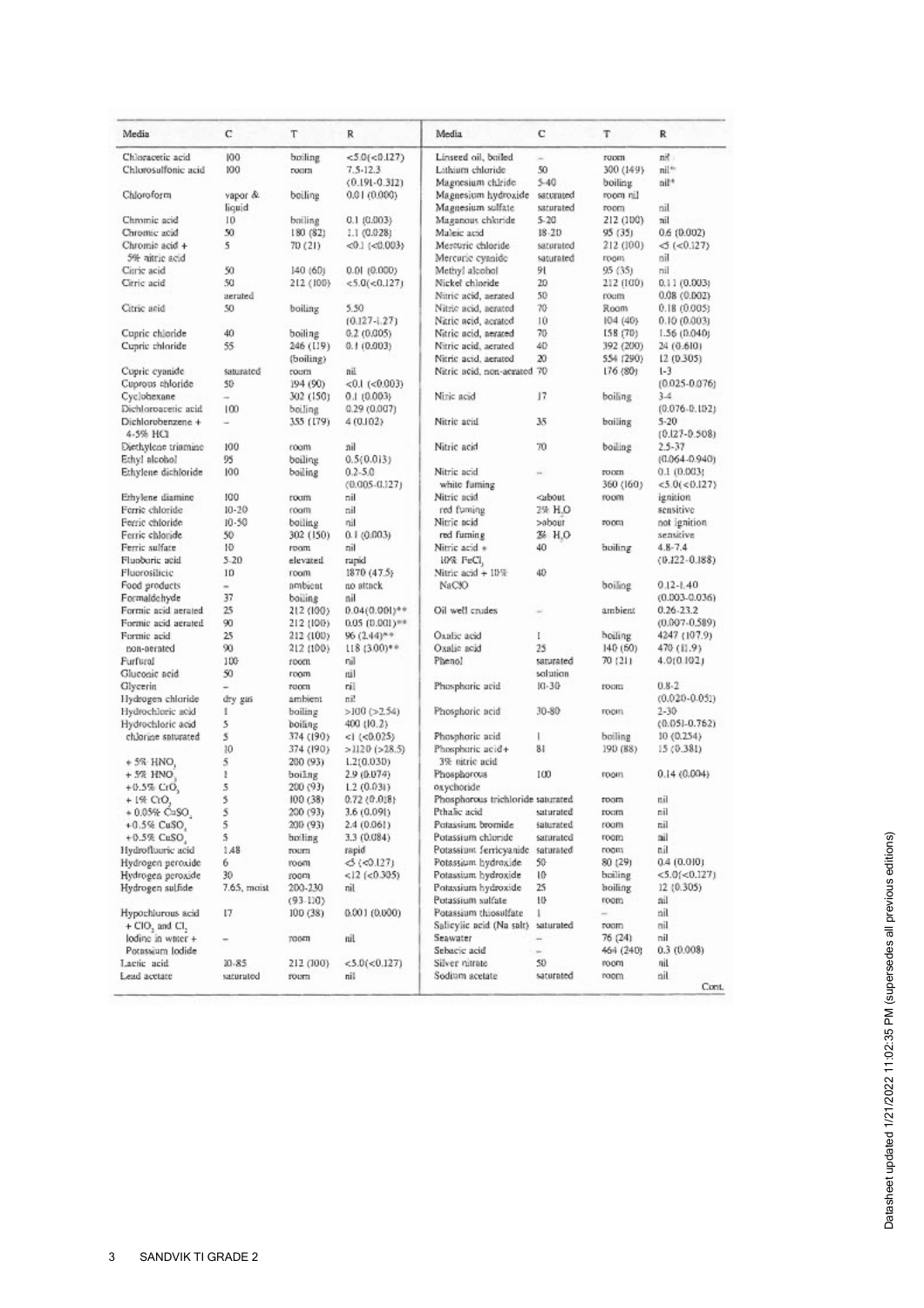| Media | C | T | R | Media | C | T | R |
|---|---|---|---|---|---|---|---|
| Chloracetic acid | 100 | boiling | <5.0(<0.127) | Linseed oil, boiled | – | room | nil |
| Chlorosulfonic acid | 100 | room | 7.5-12.3 (0.191-0.312) | Lithium chloride | 50 | 300 (149) | nil* |
| Chloroform | vapor & liquid | boiling | 0.01 (0.000) | Magnesium chlride | 5-40 | boiling | nil* |
| | | | | Magnesium hydroxide | saturated | room nil | |
| Chromic acid | 10 | boiling | 0.1 (0.003) | Magnesium sulfate | saturated | room | nil |
| Chromic acid | 50 | 180 (82) | 1.1 (0.028) | Maganous chloride | 5-20 | 212 (100) | nil |
| Chromic acid + 5% nitric acid | 5 | 70 (21) | <0.1 (<0.003) | Maleic acid | 18-20 | 95 (35) | 0.6 (0.002) |
| | | | | Mercuric chloride | saturated | 212 (100) | <5 (<0.127) |
| Citric acid | 50 | 140 (60) | 0.01 (0.000) | Mercuric cyanide | saturated | room | nil |
| Citric acid | 50 aerated | 212 (100) | <5.0(<0.127) | Methyl alcohol | 91 | 95 (35) | nil |
| | | | | Nickel chloride | 20 | 212 (100) | 0.11 (0.003) |
| Citric acid | 50 | boiling | 5.50 (0.127-1.27) | Nitric acid, aerated | 50 | room | 0.08 (0.002) |
| | | | | Nitric acid, aerated | 70 | Room | 0.18 (0.005) |
| | | | | Nitric acid, aerated | 10 | 104 (40) | 0.10 (0.003) |
| Cupric chloride | 40 | boiling | 0.2 (0.005) | Nitric acid, aerated | 70 | 158 (70) | 1.56 (0.040) |
| Cupric chloride | 55 | 246 (119) (boiling) | 0.1 (0.003) | Nitric acid, aerated | 40 | 392 (200) | 24 (0.610) |
| | | | | Nitric acid, aerated | 20 | 554 (290) | 12 (0.305) |
| Cupric cyanide | saturated | room | nil | Nitric acid, non-aerated | 70 | 176 (80) | 1-3 (0.025-0.076) |
| Cuprous chloride | 50 | 194 (90) | <0.1 (<0.003) | | | | |
| Cyclohexane | – | 302 (150) | 0.1 (0.003) | Nitric acid | 17 | boiling | 3-4 (0.076-0.102) |
| Dichloroacetic acid | 100 | boiling | 0.29 (0.007) | | | | |
| Dichlorobenzene + 4-5% HCl | – | 355 (179) | 4 (0.102) | Nitric acid | 35 | boiling | 5-20 (0.127-0.508) |
| Diethylene triamine | 100 | room | nil | Nitric acid | 70 | boiling | 2.5-37 (0.064-0.940) |
| Ethyl alcohol | 95 | boiling | 0.5(0.013) | | | | |
| Ethylene dichloride | 100 | boiling | 0.2-5.0 (0.005-0.127) | Nitric acid white fuming | – | room 360 (160) | 0.1 (0.003) <5.0(<0.127) |
| Ethylene diamine | 100 | room | nil | Nitric acid red fuming | <about 2% $H_2O$ | room | ignition sensitive |
| Ferric chloride | 10-20 | room | nil | | | | |
| Ferric chloride | 10-50 | boiling | nil | Nitric acid red fuming | >about 3% $H_2O$ | room | not ignition sensitive |
| Ferric chloride | 50 | 302 (150) | 0.1 (0.003) | | | | |
| Ferric sulfate | 10 | room | nil | Nitric acid + 10% $FeCl_3$ | 40 | boiling | 4.8-7.4 (0.122-0.188) |
| Fluoboric acid | 5-20 | elevated | rapid | | | | |
| Fluorosilicic | 10 | room | 1870 (47.5) | Nitric acid + 10% NaClO | 40 | boiling | 0.12-1.40 (0.003-0.036) |
| Food products | – | ambient | no attack | | | | |
| Formaldehyde | 37 | boiling | nil | | | | |
| Formic acid aerated | 25 | 212 (100) | 0.04(0.001)** | Oil well crudes | – | ambient | 0.26-23.2 (0.007-0.589) |
| Formic acid aerated | 90 | 212 (100) | 0.05 (0.001)** | | | | |
| Formic acid non-aerated | 25 | 212 (100) | 96 (2.44)** | Oxalic acid | 1 | boiling | 4247 (107.9) |
| | 90 | 212 (100) | 118 (3.00)** | Oxalic acid | 25 | 140 (60) | 470 (11.9) |
| Furfural | 100 | room | nil | Phenol | saturated solution | 70 (21) | 4.0(0.102) |
| Gluconic acid | 50 | room | nil | | | | |
| Glycerin | – | room | nil | Phosphoric acid | 10-30 | room | 0.8-2 (0.020-0.051) |
| Hydrogen chloride | dry gas | ambient | nil | | | | |
| Hydrochloric acid | 1 | boiling | >100 (>2.54) | Phosphoric acid | 30-80 | room | 2-30 (0.051-0.762) |
| Hydrochloric acid | 5 | boiling | 400 (10.2) | | | | |
| chlorine saturated | 5 | 374 (190) | <1 (<0.025) | Phosphoric acid | 1 | boiling | 10 (0.254) |
| | 10 | 374 (190) | >1120 (>28.5) | Phosphoric acid+ 3% nitric acid | 81 | 190 (88) | 15 (0.381) |
| + 5% $HNO_3$ | 5 | 200 (93) | 1.2(0.030) | | | | |
| + 5% $HNO_3$ | 1 | boiling | 2.9 (0.074) | Phosphorous oxychloride | 100 | room | 0.14 (0.004) |
| +0.5% $CrO_3$ | 5 | 200 (93) | 1.2 (0.031) | | | | |
| + 1% $CrO_3$ | 5 | 100 (38) | 0.72 (0.018) | Phosphorous trichloride | saturated | room | nil |
| + 0.05% $CuSO_4$ | 5 | 200 (93) | 3.6 (0.091) | Pthalic acid | saturated | room | nil |
| +0.5% $CuSO_4$ | 5 | 200 (93) | 2.4 (0.061) | Potassium bromide | saturated | room | nil |
| +0.5% $CuSO_4$ | 5 | boiling | 3.3 (0.084) | Potassium chloride | saturated | room | nil |
| Hydrofluoric acid | 1.48 | room | rapid | Potassium ferricyanide | saturated | room | nil |
| Hydrogen peroxide | 6 | room | <5 (<0.127) | Potassium hydroxide | 50 | 80 (29) | 0.4 (0.010) |
| Hydrogen peroxide | 30 | room | <12 (<0.305) | Potassium hydroxide | 10 | boiling | <5.0(<0.127) |
| Hydrogen sulfide | 7.65, moist | 200-230 (93-110) | nil | Potassium hydroxide | 25 | boiling | 12 (0.305) |
| | | | | Potassium sulfate | 10 | room | nil |
| Hypochlorous acid + $ClO_2$ and $Cl_2$ | 17 | 100 (38) | 0.001 (0.000) | Potassium thiosulfate | 1 | – | nil |
| | | | | Salicylic acid (Na salt) | saturated | room | nil |
| Iodine in water + Potassium Iodide | – | room | nil | Seawater | – | 76 (24) | nil |
| | | | | Sebacic acid | – | 464 (240) | 0.3 (0.008) |
| Lactic acid | 10-85 | 212 (100) | <5.0(<0.127) | Silver nitrate | 50 | room | nil |
| Lead acetate | saturated | room | nil | Sodium acetate | saturated | room | nil |

Cont.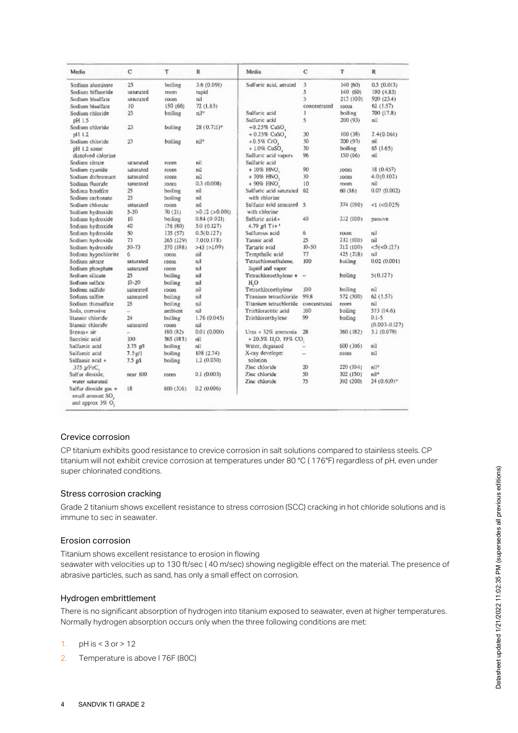| Media | C | T | R | Media | C | T | R |
|---|---|---|---|---|---|---|---|
| Sodium aluminate | 25 | boiling | 3.6 (0.091) | Sulfuric acid, aerated | 3 | 140 (60) | 0.5 (0.013) |
| Sodium bifluoride | saturated | room | rapid | | 5 | 140 (60) | 190 (4.83) |
| Sodium bisulfate | saturated | room | nil | | 3 | 212 (100) | 920 (23.4) |
| Sodium bisulfate | 10 | 150 (66) | 72 (1.83) | | concentrated | room | 62 (1.57) |
| Sodium chloride pH 1.5 | 23 | boiling | nil* | Sulfuric acid | 1 | boiling | 700 (17.8) |
| Sodium chloride pH 1.2 | 23 | boiling | 28 (0.711)* | Sulfuric acid +0.25% $CuSO_4$ | 5 | 200 (93) | nil |
| Sodium chloride pH 1.2 some dissolved chlorine | 23 | boiling | nil* | + 0.25% $CuSO_4$ | 30 | 100 (38) | 2.4(0.061) |
| | | | | + 0.5% $CrO_3$ | 30 | 200 (93) | nil |
| | | | | + 1.0% $CuSO_4$ | 30 | boiling | 65 (1.65) |
| | | | | Sulfuric acid vapors | 96 | 150 (66) | nil |
| Sodium citrate | saturated | room | nil | Sulfuric acid | | | |
| Sodium cyanide | saturated | room | nil | + 10% $HNO_3$ | 90 | room | 18 (0.457) |
| Sodium dichromate | saturated | room | nil | + 70% $HNO_3$ | 30 | room | 4.0(0.102) |
| Sodium fluoride | saturated | room | 0.3 (0.008) | + 90% $HNO_3$ | 10 | room | nil |
| Sodium bisulfite | 25 | boiling | nil | Sulfuric acid saturated with chlorine | 62 | 60 (16) | 0.07 (0.002) |
| Sodium carbonate | 25 | boiling | nil | | | | |
| Sodium chlorate | saturated | room | nil | Sulfuric acid saturated with chlorine | 5 | 374 (190) | <1 (<0.025) |
| Sodium hydroxide | 5-30 | 70 (21) | >0.12 (>0.001) | | | | |
| Sodium hydroxide | 10 | boiling | 0.84 (0.021) | Sulfuric acid+ 4.79 g/l $Ti^{+4}$ | 40 | 212 (100) | passive |
| Sodium hydroxide | 40 | 176 (80) | 5.0 (0.127) | | | | |
| Sodium hydroxide | 50 | 135 (57) | 0.5(0.127) | Sulfurous acid | 6 | room | nil |
| Sodium hydroxide | 73 | 265 (129) | 7.0(0.178) | Tannic acid | 25 | 212 (100) | nil |
| Sodium hydroxide | 50-73 | 370 (188) | >43 (>1.09) | Tartaric acid | 10-50 | 212 (100) | <5(<0.127) |
| Sodium hypochlorite | 6 | room | nil | Terepthalic acid | 77 | 425 (218) | nil |
| Sodium nitrate | saturated | room | nil | Tetrachloroethalene, liquid and vapor | 100 | boiling | 0.02 (0.001) |
| Sodium phosphate | saturated | room | nil | | | | |
| Sodium silicate | 25 | boiling | nil | Tetrachloroethylene + $H_2O$ | – | boiling | 5(0.127) |
| Sodium sulfate | 10-20 | boiling | nil | | | | |
| Sodium sulfide | saturated | room | nil | Tetrachloroethylene | 100 | boiling | nil |
| Sodium sulfite | saturated | boiling | nil | Titanium tetrachloride | 99.8 | 572 (300) | 62 (1.57) |
| Sodium thiosulfate | 25 | boiling | nil | Titanium tetrachloride | concentrated | room | nil |
| Soils, corrosive | – | ambient | nil | Trichloracetic acid | 100 | boiling | 573 (14.6) |
| Stannic chloride | 24 | boiling | 1.76 (0.045) | Trichloroethylene | 99 | boiling | 0.1-5 (0.003-0.127) |
| Stannic chloride | saturated | room | nil | | | | |
| Steam+ air | – | 180 (82) | 0.01 (0.000) | Urea + 32% ammonia + 20.5% $H_2O$, 19% $CO_2$ | 28 | 360 (182) | 3.1 (0.079) |
| Succinic acid | 100 | 365 (185) | nil | | | | |
| Sulfamic acid | 3.75 g/l | boiling | nil | Water, degassed | – | 600 (316) | nil |
| Sulfamic acid | 7.5 g/l | boiling | 108 (2.74) | X-ray developer solution | – | room | nil |
| Sulfamic acid + .375 g/$FeCl_3$ | 7.5 g/l | boiling | 1.2 (0.030) | | | | |
| | | | | Zinc chloride | 20 | 220 (104) | nil* |
| Sulfur dioxide, water saturated | near 100 | room | 0.1 (0.003) | Zinc chloride | 50 | 302 (150) | nil* |
| | | | | Zinc chloride | 75 | 392 (200) | 24 (0.610)* |
| Sulfur dioxide gas + small amount $SO_3$ and approx 3% $O_2$ | 18 | 600 (316) | 0.2 (0.006) | | | | |

### Crevice corrosion

CP titanium exhibits good resistance to crevice corrosion in salt solutions compared to stainless steels. CP titanium will not exhibit crevice corrosion at temperatures under 80 °C ( 176°F) regardless of pH, even under super chlorinated conditions.

### Stress corrosion cracking

Grade 2 titanium shows excellent resistance to stress corrosion (SCC) cracking in hot chloride solutions and is immune to sec in seawater.

### Erosion corrosion

Titanium shows excellent resistance to erosion in flowing
seawater with velocities up to 130 ft/sec ( 40 m/sec) showing negligible effect on the material. The presence of abrasive particles, such as sand, has only a small effect on corrosion.

### Hydrogen embrittlement

There is no significant absorption of hydrogen into titanium exposed to seawater, even at higher temperatures. Normally hydrogen absorption occurs only when the three following conditions are met:

1. pH is < 3 or > 12
2. Temperature is above l 76F (80C)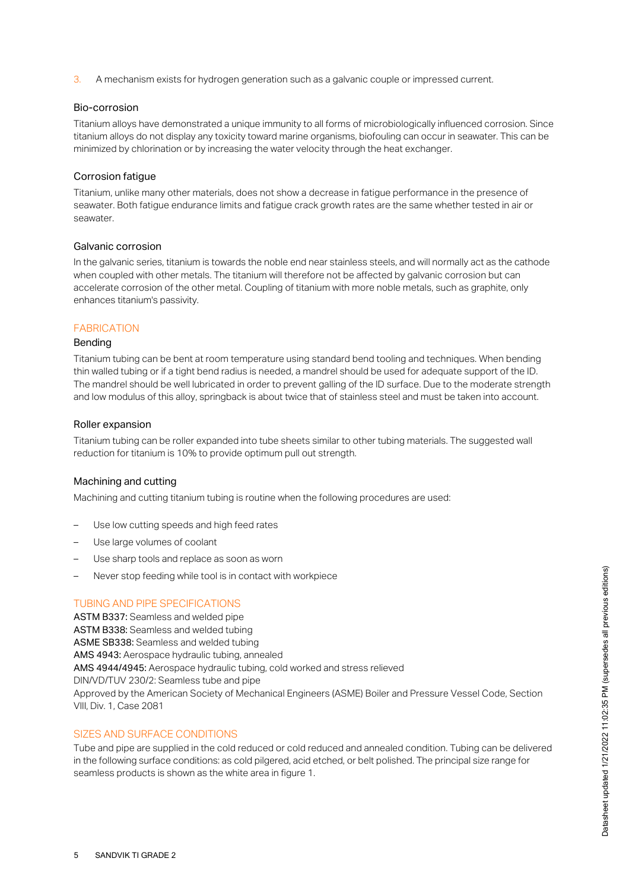3. A mechanism exists for hydrogen generation such as a galvanic couple or impressed current.

### Bio-corrosion

Titanium alloys have demonstrated a unique immunity to all forms of microbiologically influenced corrosion. Since titanium alloys do not display any toxicity toward marine organisms, biofouling can occur in seawater. This can be minimized by chlorination or by increasing the water velocity through the heat exchanger.

### Corrosion fatigue

Titanium, unlike many other materials, does not show a decrease in fatigue performance in the presence of seawater. Both fatigue endurance limits and fatigue crack growth rates are the same whether tested in air or seawater.

### Galvanic corrosion

In the galvanic series, titanium is towards the noble end near stainless steels, and will normally act as the cathode when coupled with other metals. The titanium will therefore not be affected by galvanic corrosion but can accelerate corrosion of the other metal. Coupling of titanium with more noble metals, such as graphite, only enhances titanium's passivity.

## FABRICATION

### Bending

Titanium tubing can be bent at room temperature using standard bend tooling and techniques. When bending thin walled tubing or if a tight bend radius is needed, a mandrel should be used for adequate support of the ID. The mandrel should be well lubricated in order to prevent galling of the ID surface. Due to the moderate strength and low modulus of this alloy, springback is about twice that of stainless steel and must be taken into account.

### Roller expansion

Titanium tubing can be roller expanded into tube sheets similar to other tubing materials. The suggested wall reduction for titanium is 10% to provide optimum pull out strength.

### Machining and cutting

Machining and cutting titanium tubing is routine when the following procedures are used:

- Use low cutting speeds and high feed rates
- Use large volumes of coolant
- Use sharp tools and replace as soon as worn
- Never stop feeding while tool is in contact with workpiece

## TUBING AND PIPE SPECIFICATIONS

**ASTM B337:** Seamless and welded pipe
**ASTM B338:** Seamless and welded tubing
**ASME SB338:** Seamless and welded tubing
**AMS 4943:** Aerospace hydraulic tubing, annealed
**AMS 4944/4945:** Aerospace hydraulic tubing, cold worked and stress relieved
DIN/VD/TUV 230/2: Seamless tube and pipe
Approved by the American Society of Mechanical Engineers (ASME) Boiler and Pressure Vessel Code, Section VIII, Div. 1, Case 2081

## SIZES AND SURFACE CONDITIONS

Tube and pipe are supplied in the cold reduced or cold reduced and annealed condition. Tubing can be delivered in the following surface conditions: as cold pilgered, acid etched, or belt polished. The principal size range for seamless products is shown as the white area in figure 1.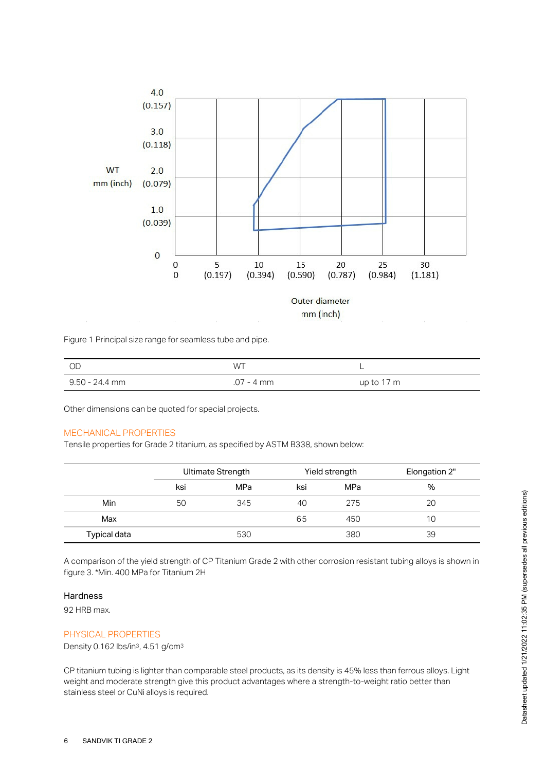Figure 1 Principal size range for seamless tube and pipe.

| OD | WT | L |
|---|---|---|
| 9.50 - 24.4 mm | .07 - 4 mm | up to 17 m |

Other dimensions can be quoted for special projects.

## MECHANICAL PROPERTIES

Tensile properties for Grade 2 titanium, as specified by ASTM B338, shown below:

| | Ultimate Strength | | Yield strength | | Elongation 2" |
|---|---|---|---|---|---|
| | ksi | MPa | ksi | MPa | % |
| Min | 50 | 345 | 40 | 275 | 20 |
| Max | | | 65 | 450 | 10 |
| Typical data | | 530 | | 380 | 39 |

A comparison of the yield strength of CP Titanium Grade 2 with other corrosion resistant tubing alloys is shown in figure 3. *Min. 400 MPa for Titanium 2H

### Hardness

92 HRB max.

## PHYSICAL PROPERTIES

Density 0.162 lbs/in$^3$, 4.51 g/cm$^3$

CP titanium tubing is lighter than comparable steel products, as its density is 45% less than ferrous alloys. Light weight and moderate strength give this product advantages where a strength-to-weight ratio better than stainless steel or CuNi alloys is required.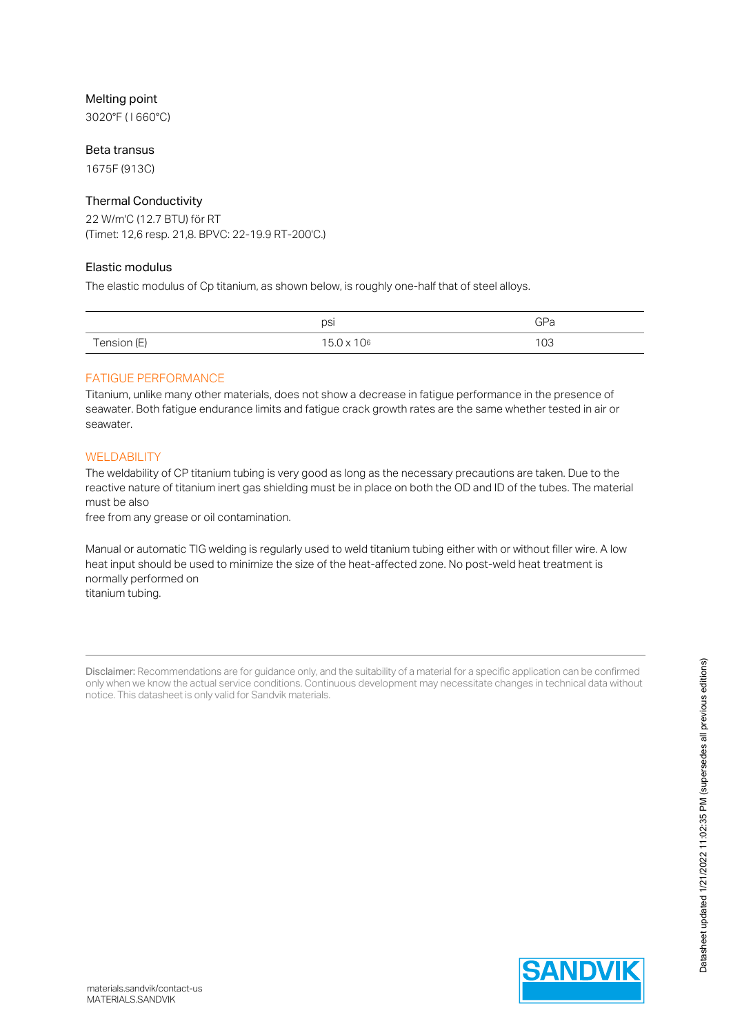### Melting point

3020°F ( l 660°C)

### Beta transus

1675F (913C)

### Thermal Conductivity

22 W/m'C (12.7 BTU) för RT
(Timet: 12,6 resp. 21,8. BPVC: 22-19.9 RT-200'C.)

### Elastic modulus

The elastic modulus of Cp titanium, as shown below, is roughly one-half that of steel alloys.

| | psi | GPa |
|---|---|---|
| Tension (E) | $15.0 \times 10^6$ | 103 |

## FATIGUE PERFORMANCE

Titanium, unlike many other materials, does not show a decrease in fatigue performance in the presence of seawater. Both fatigue endurance limits and fatigue crack growth rates are the same whether tested in air or seawater.

## WELDABILITY

The weldability of CP titanium tubing is very good as long as the necessary precautions are taken. Due to the reactive nature of titanium inert gas shielding must be in place on both the OD and ID of the tubes. The material must be also
free from any grease or oil contamination.

Manual or automatic TIG welding is regularly used to weld titanium tubing either with or without filler wire. A low heat input should be used to minimize the size of the heat-affected zone. No post-weld heat treatment is normally performed on
titanium tubing.

---

**Disclaimer:** Recommendations are for guidance only, and the suitability of a material for a specific application can be confirmed only when we know the actual service conditions. Continuous development may necessitate changes in technical data without notice. This datasheet is only valid for Sandvik materials.

materials.sandvik/contact-us
MATERIALS.SANDVIK

Datasheet updated 1/21/2022 11:02:35 PM (supersedes all previous editions)